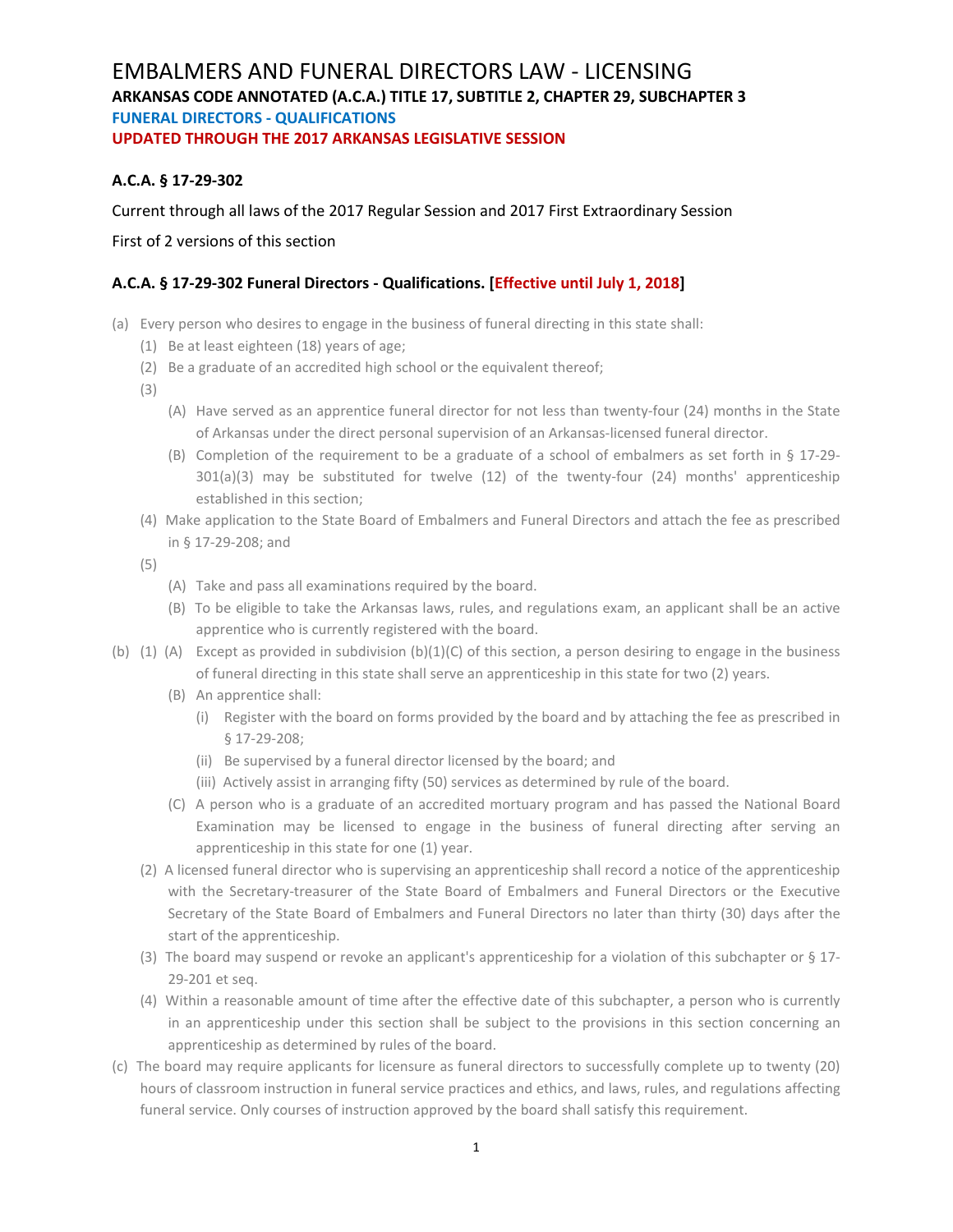# EMBALMERS AND FUNERAL DIRECTORS LAW - LICENSING

**ARKANSAS CODE ANNOTATED (A.C.A.) TITLE 17, SUBTITLE 2, CHAPTER 29, SUBCHAPTER 3**

**FUNERAL DIRECTORS - QUALIFICATIONS**

**UPDATED THROUGH THE 2017 ARKANSAS LEGISLATIVE SESSION**

### A.C.A. § 17-29-302

Current through all laws of the 2017 Regular Session and 2017 First Extraordinary Session

First of 2 versions of this section

### A.C.A. § 17-29-302 Funeral Directors - Qualifications. [Effective until July 1, 2018]

(a) Every person who desires to engage in the business of funeral directing in this state shall:

(1) Be at least eighteen (18) years of age;

(2) Be a graduate of an accredited high school or the equivalent thereof;

(3)

(A) Have served as an apprentice funeral director for not less than twenty-four (24) months in the State of Arkansas under the direct personal supervision of an Arkansas-licensed funeral director.

(B) Completion of the requirement to be a graduate of a school of embalmers as set forth in § 17-29-301(a)(3) may be substituted for twelve (12) of the twenty-four (24) months' apprenticeship established in this section;

(4) Make application to the State Board of Embalmers and Funeral Directors and attach the fee as prescribed in § 17-29-208; and

(5)

(A) Take and pass all examinations required by the board.

(B) To be eligible to take the Arkansas laws, rules, and regulations exam, an applicant shall be an active apprentice who is currently registered with the board.

(b) (1) (A) Except as provided in subdivision (b)(1)(C) of this section, a person desiring to engage in the business of funeral directing in this state shall serve an apprenticeship in this state for two (2) years.

(B) An apprentice shall:

(i) Register with the board on forms provided by the board and by attaching the fee as prescribed in § 17-29-208;

(ii) Be supervised by a funeral director licensed by the board; and

(iii) Actively assist in arranging fifty (50) services as determined by rule of the board.

(C) A person who is a graduate of an accredited mortuary program and has passed the National Board Examination may be licensed to engage in the business of funeral directing after serving an apprenticeship in this state for one (1) year.

(2) A licensed funeral director who is supervising an apprenticeship shall record a notice of the apprenticeship with the Secretary-treasurer of the State Board of Embalmers and Funeral Directors or the Executive Secretary of the State Board of Embalmers and Funeral Directors no later than thirty (30) days after the start of the apprenticeship.

(3) The board may suspend or revoke an applicant's apprenticeship for a violation of this subchapter or § 17-29-201 et seq.

(4) Within a reasonable amount of time after the effective date of this subchapter, a person who is currently in an apprenticeship under this section shall be subject to the provisions in this section concerning an apprenticeship as determined by rules of the board.

(c) The board may require applicants for licensure as funeral directors to successfully complete up to twenty (20) hours of classroom instruction in funeral service practices and ethics, and laws, rules, and regulations affecting funeral service. Only courses of instruction approved by the board shall satisfy this requirement.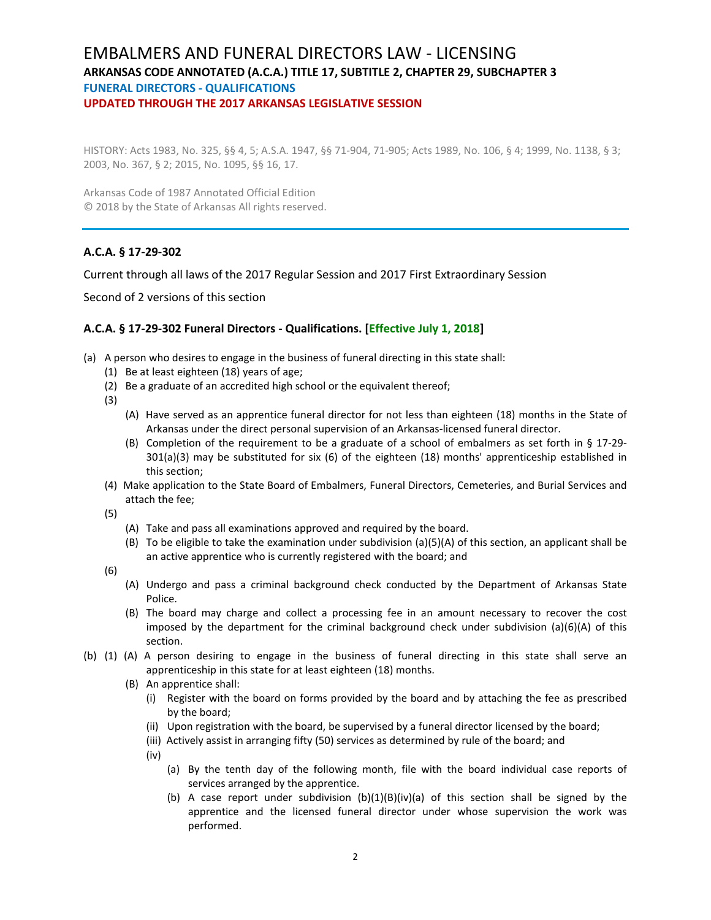# EMBALMERS AND FUNERAL DIRECTORS LAW - LICENSING

**ARKANSAS CODE ANNOTATED (A.C.A.) TITLE 17, SUBTITLE 2, CHAPTER 29, SUBCHAPTER 3**

**FUNERAL DIRECTORS - QUALIFICATIONS**

**UPDATED THROUGH THE 2017 ARKANSAS LEGISLATIVE SESSION**

HISTORY: Acts 1983, No. 325, §§ 4, 5; A.S.A. 1947, §§ 71-904, 71-905; Acts 1989, No. 106, § 4; 1999, No. 1138, § 3; 2003, No. 367, § 2; 2015, No. 1095, §§ 16, 17.

Arkansas Code of 1987 Annotated Official Edition
© 2018 by the State of Arkansas All rights reserved.

---

### A.C.A. § 17-29-302

Current through all laws of the 2017 Regular Session and 2017 First Extraordinary Session

Second of 2 versions of this section

### A.C.A. § 17-29-302 Funeral Directors - Qualifications. [Effective July 1, 2018]

(a) A person who desires to engage in the business of funeral directing in this state shall:
  - (1) Be at least eighteen (18) years of age;
  - (2) Be a graduate of an accredited high school or the equivalent thereof;
  - (3)
    - (A) Have served as an apprentice funeral director for not less than eighteen (18) months in the State of Arkansas under the direct personal supervision of an Arkansas-licensed funeral director.
    - (B) Completion of the requirement to be a graduate of a school of embalmers as set forth in § 17-29-301(a)(3) may be substituted for six (6) of the eighteen (18) months' apprenticeship established in this section;
  - (4) Make application to the State Board of Embalmers, Funeral Directors, Cemeteries, and Burial Services and attach the fee;
  - (5)
    - (A) Take and pass all examinations approved and required by the board.
    - (B) To be eligible to take the examination under subdivision (a)(5)(A) of this section, an applicant shall be an active apprentice who is currently registered with the board; and
  - (6)
    - (A) Undergo and pass a criminal background check conducted by the Department of Arkansas State Police.
    - (B) The board may charge and collect a processing fee in an amount necessary to recover the cost imposed by the department for the criminal background check under subdivision (a)(6)(A) of this section.

(b) (1) (A) A person desiring to engage in the business of funeral directing in this state shall serve an apprenticeship in this state for at least eighteen (18) months.
  - (B) An apprentice shall:
    - (i) Register with the board on forms provided by the board and by attaching the fee as prescribed by the board;
    - (ii) Upon registration with the board, be supervised by a funeral director licensed by the board;
    - (iii) Actively assist in arranging fifty (50) services as determined by rule of the board; and
    - (iv)
      - (a) By the tenth day of the following month, file with the board individual case reports of services arranged by the apprentice.
      - (b) A case report under subdivision (b)(1)(B)(iv)(a) of this section shall be signed by the apprentice and the licensed funeral director under whose supervision the work was performed.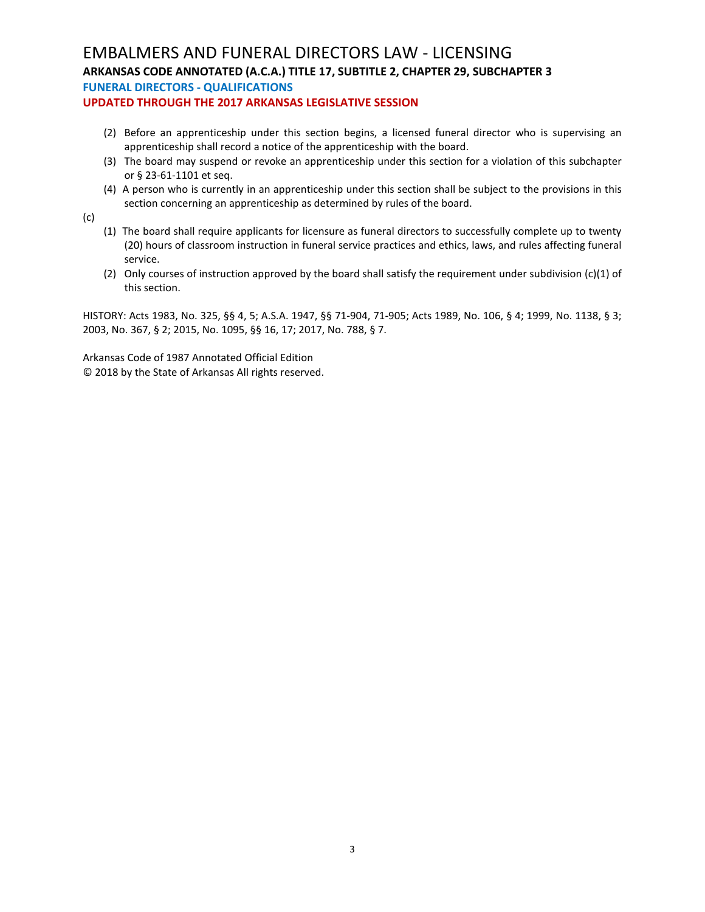(2) Before an apprenticeship under this section begins, a licensed funeral director who is supervising an apprenticeship shall record a notice of the apprenticeship with the board.

(3) The board may suspend or revoke an apprenticeship under this section for a violation of this subchapter or § 23-61-1101 et seq.

(4) A person who is currently in an apprenticeship under this section shall be subject to the provisions in this section concerning an apprenticeship as determined by rules of the board.

(c)

(1) The board shall require applicants for licensure as funeral directors to successfully complete up to twenty (20) hours of classroom instruction in funeral service practices and ethics, laws, and rules affecting funeral service.

(2) Only courses of instruction approved by the board shall satisfy the requirement under subdivision (c)(1) of this section.

HISTORY: Acts 1983, No. 325, §§ 4, 5; A.S.A. 1947, §§ 71-904, 71-905; Acts 1989, No. 106, § 4; 1999, No. 1138, § 3; 2003, No. 367, § 2; 2015, No. 1095, §§ 16, 17; 2017, No. 788, § 7.

Arkansas Code of 1987 Annotated Official Edition
© 2018 by the State of Arkansas All rights reserved.